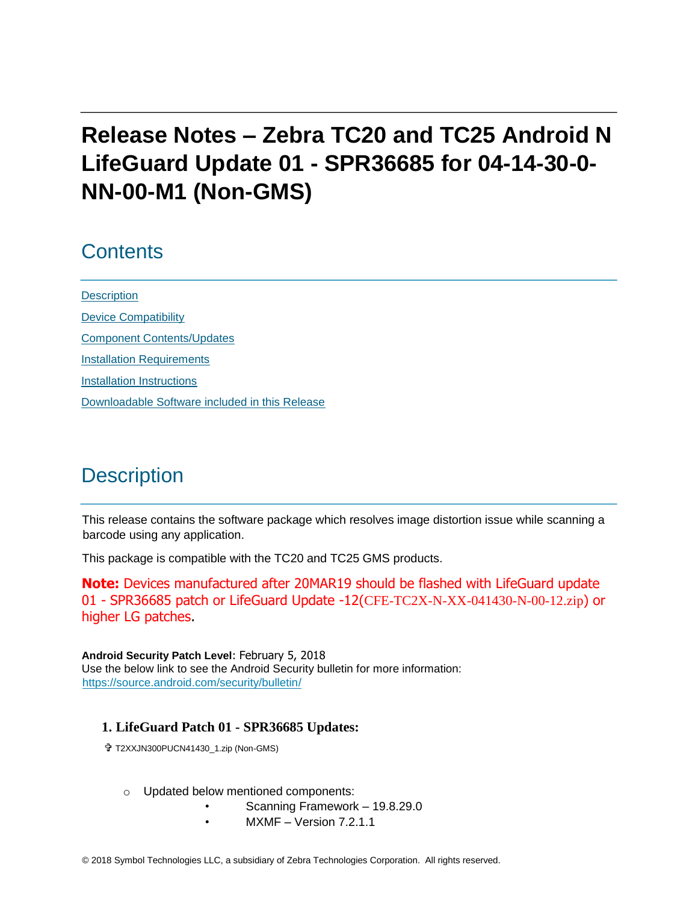# Release Notes – Zebra TC20 and TC25 Android N LifeGuard Update 01 - SPR36685 for 04-14-30-0-NN-00-M1 (Non-GMS)

## Contents

[Description](#description)

[Device Compatibility](#device-compatibility)

[Component Contents/Updates](#component-contentsupdates)

[Installation Requirements](#installation-requirements)

[Installation Instructions](#installation-instructions)

[Downloadable Software included in this Release](#downloadable-software-included-in-this-release)

## Description

This release contains the software package which resolves image distortion issue while scanning a barcode using any application.

This package is compatible with the TC20 and TC25 GMS products.

**Note:** Devices manufactured after 20MAR19 should be flashed with LifeGuard update 01 - SPR36685 patch or LifeGuard Update -12(CFE-TC2X-N-XX-041430-N-00-12.zip) or higher LG patches.

**Android Security Patch Level**: February 5, 2018
Use the below link to see the Android Security bulletin for more information:
[https://source.android.com/security/bulletin/](https://source.android.com/security/bulletin/)

### 1. LifeGuard Patch 01 - SPR36685 Updates:

- T2XXJN300PUCN41430_1.zip (Non-GMS)

  - Updated below mentioned components:
    - Scanning Framework – 19.8.29.0
    - MXMF – Version 7.2.1.1

© 2018 Symbol Technologies LLC, a subsidiary of Zebra Technologies Corporation. All rights reserved.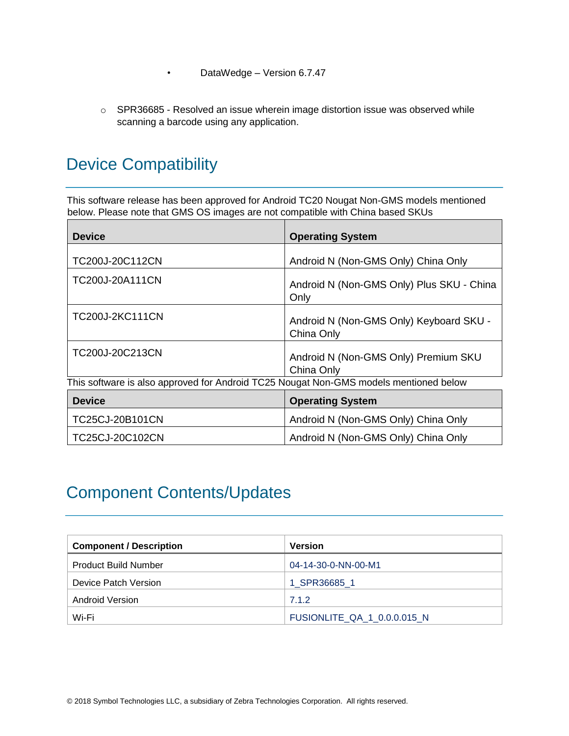- DataWedge – Version 6.7.47

  - SPR36685 - Resolved an issue wherein image distortion issue was observed while scanning a barcode using any application.

## Device Compatibility

This software release has been approved for Android TC20 Nougat Non-GMS models mentioned below. Please note that GMS OS images are not compatible with China based SKUs

| Device | Operating System |
|---|---|
| TC200J-20C112CN | Android N (Non-GMS Only) China Only |
| TC200J-20A111CN | Android N (Non-GMS Only) Plus SKU - China Only |
| TC200J-2KC111CN | Android N (Non-GMS Only) Keyboard SKU - China Only |
| TC200J-20C213CN | Android N (Non-GMS Only) Premium SKU China Only |

This software is also approved for Android TC25 Nougat Non-GMS models mentioned below

| Device | Operating System |
|---|---|
| TC25CJ-20B101CN | Android N (Non-GMS Only) China Only |
| TC25CJ-20C102CN | Android N (Non-GMS Only) China Only |

## Component Contents/Updates

| Component / Description | Version |
|---|---|
| Product Build Number | 04-14-30-0-NN-00-M1 |
| Device Patch Version | 1_SPR36685_1 |
| Android Version | 7.1.2 |
| Wi-Fi | FUSIONLITE_QA_1_0.0.0.015_N |

© 2018 Symbol Technologies LLC, a subsidiary of Zebra Technologies Corporation. All rights reserved.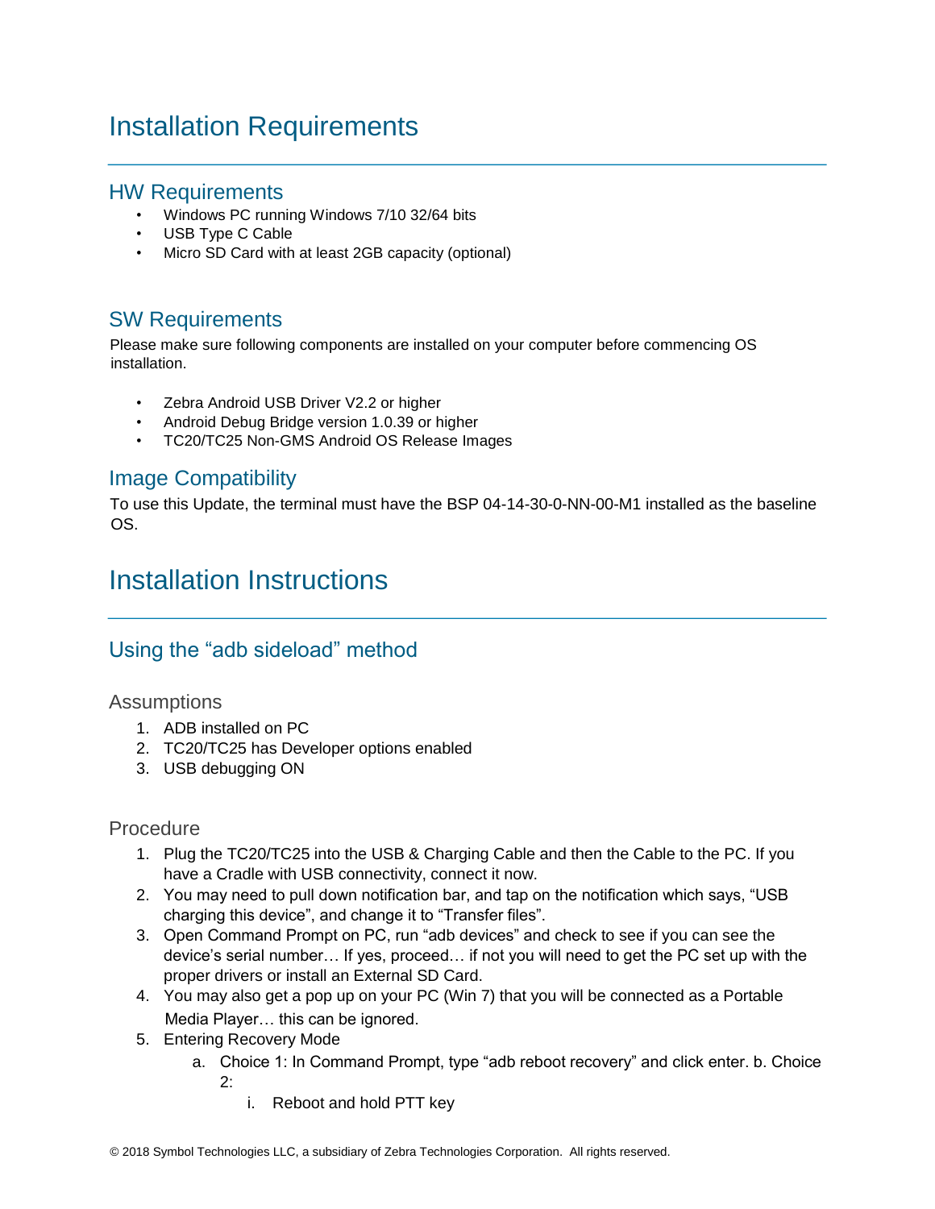# Installation Requirements

## HW Requirements

- Windows PC running Windows 7/10 32/64 bits
- USB Type C Cable
- Micro SD Card with at least 2GB capacity (optional)

## SW Requirements

Please make sure following components are installed on your computer before commencing OS installation.

- Zebra Android USB Driver V2.2 or higher
- Android Debug Bridge version 1.0.39 or higher
- TC20/TC25 Non-GMS Android OS Release Images

## Image Compatibility

To use this Update, the terminal must have the BSP 04-14-30-0-NN-00-M1 installed as the baseline OS.

# Installation Instructions

## Using the "adb sideload" method

### Assumptions

1. ADB installed on PC
2. TC20/TC25 has Developer options enabled
3. USB debugging ON

### Procedure

1. Plug the TC20/TC25 into the USB & Charging Cable and then the Cable to the PC. If you have a Cradle with USB connectivity, connect it now.
2. You may need to pull down notification bar, and tap on the notification which says, "USB charging this device", and change it to "Transfer files".
3. Open Command Prompt on PC, run "adb devices" and check to see if you can see the device's serial number… If yes, proceed… if not you will need to get the PC set up with the proper drivers or install an External SD Card.
4. You may also get a pop up on your PC (Win 7) that you will be connected as a Portable Media Player… this can be ignored.
5. Entering Recovery Mode
    a. Choice 1: In Command Prompt, type "adb reboot recovery" and click enter. b. Choice 2:
        i. Reboot and hold PTT key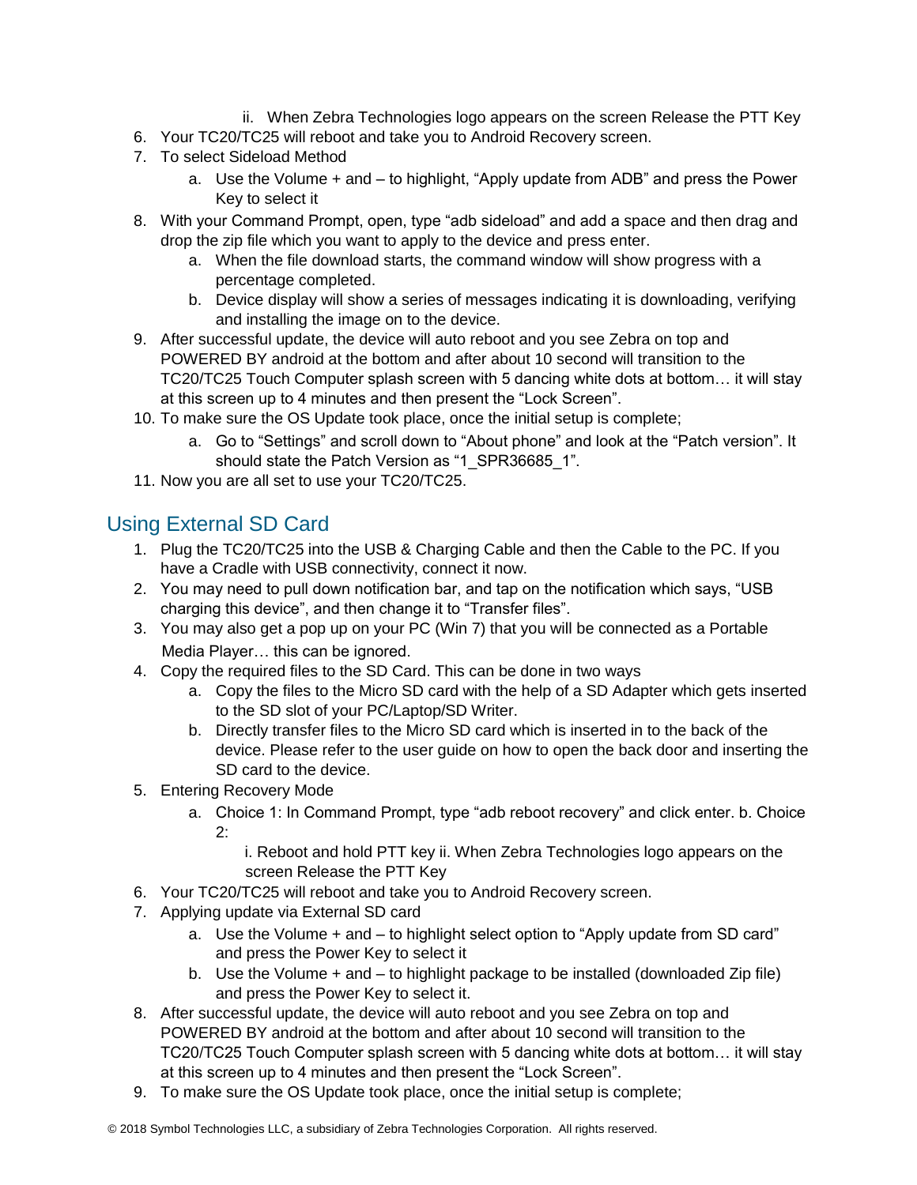- ii. When Zebra Technologies logo appears on the screen Release the PTT Key

6. Your TC20/TC25 will reboot and take you to Android Recovery screen.
7. To select Sideload Method
   a. Use the Volume + and – to highlight, “Apply update from ADB” and press the Power Key to select it
8. With your Command Prompt, open, type “adb sideload” and add a space and then drag and drop the zip file which you want to apply to the device and press enter.
   a. When the file download starts, the command window will show progress with a percentage completed.
   b. Device display will show a series of messages indicating it is downloading, verifying and installing the image on to the device.
9. After successful update, the device will auto reboot and you see Zebra on top and POWERED BY android at the bottom and after about 10 second will transition to the TC20/TC25 Touch Computer splash screen with 5 dancing white dots at bottom… it will stay at this screen up to 4 minutes and then present the “Lock Screen”.
10. To make sure the OS Update took place, once the initial setup is complete;
    a. Go to “Settings” and scroll down to “About phone” and look at the “Patch version”. It should state the Patch Version as “1_SPR36685_1”.
11. Now you are all set to use your TC20/TC25.

## Using External SD Card

1. Plug the TC20/TC25 into the USB & Charging Cable and then the Cable to the PC. If you have a Cradle with USB connectivity, connect it now.
2. You may need to pull down notification bar, and tap on the notification which says, “USB charging this device”, and then change it to “Transfer files”.
3. You may also get a pop up on your PC (Win 7) that you will be connected as a Portable Media Player… this can be ignored.
4. Copy the required files to the SD Card. This can be done in two ways
   a. Copy the files to the Micro SD card with the help of a SD Adapter which gets inserted to the SD slot of your PC/Laptop/SD Writer.
   b. Directly transfer files to the Micro SD card which is inserted in to the back of the device. Please refer to the user guide on how to open the back door and inserting the SD card to the device.
5. Entering Recovery Mode
   a. Choice 1: In Command Prompt, type “adb reboot recovery” and click enter. b. Choice 2:
      i. Reboot and hold PTT key ii. When Zebra Technologies logo appears on the screen Release the PTT Key
6. Your TC20/TC25 will reboot and take you to Android Recovery screen.
7. Applying update via External SD card
   a. Use the Volume + and – to highlight select option to “Apply update from SD card” and press the Power Key to select it
   b. Use the Volume + and – to highlight package to be installed (downloaded Zip file) and press the Power Key to select it.
8. After successful update, the device will auto reboot and you see Zebra on top and POWERED BY android at the bottom and after about 10 second will transition to the TC20/TC25 Touch Computer splash screen with 5 dancing white dots at bottom… it will stay at this screen up to 4 minutes and then present the “Lock Screen”.
9. To make sure the OS Update took place, once the initial setup is complete;

© 2018 Symbol Technologies LLC, a subsidiary of Zebra Technologies Corporation. All rights reserved.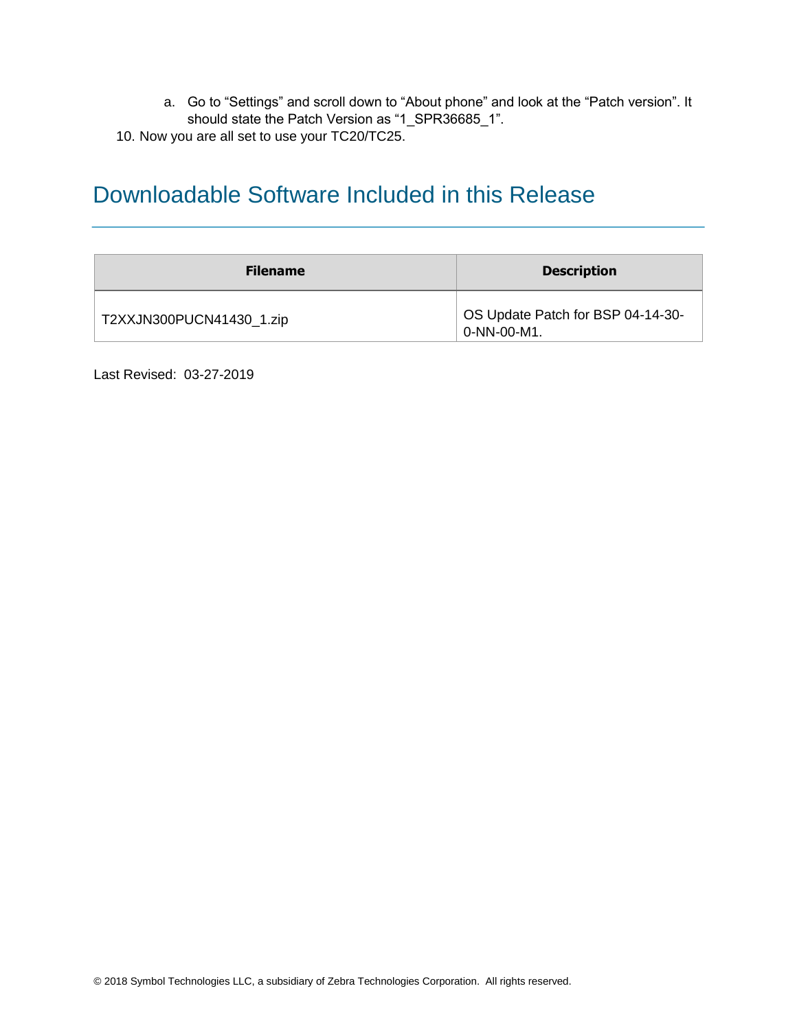a. Go to "Settings" and scroll down to "About phone" and look at the "Patch version". It should state the Patch Version as "1_SPR36685_1".

10. Now you are all set to use your TC20/TC25.

## Downloadable Software Included in this Release

| Filename | Description |
| --- | --- |
| T2XXJN300PUCN41430_1.zip | OS Update Patch for BSP 04-14-30-0-NN-00-M1. |

Last Revised: 03-27-2019

© 2018 Symbol Technologies LLC, a subsidiary of Zebra Technologies Corporation. All rights reserved.